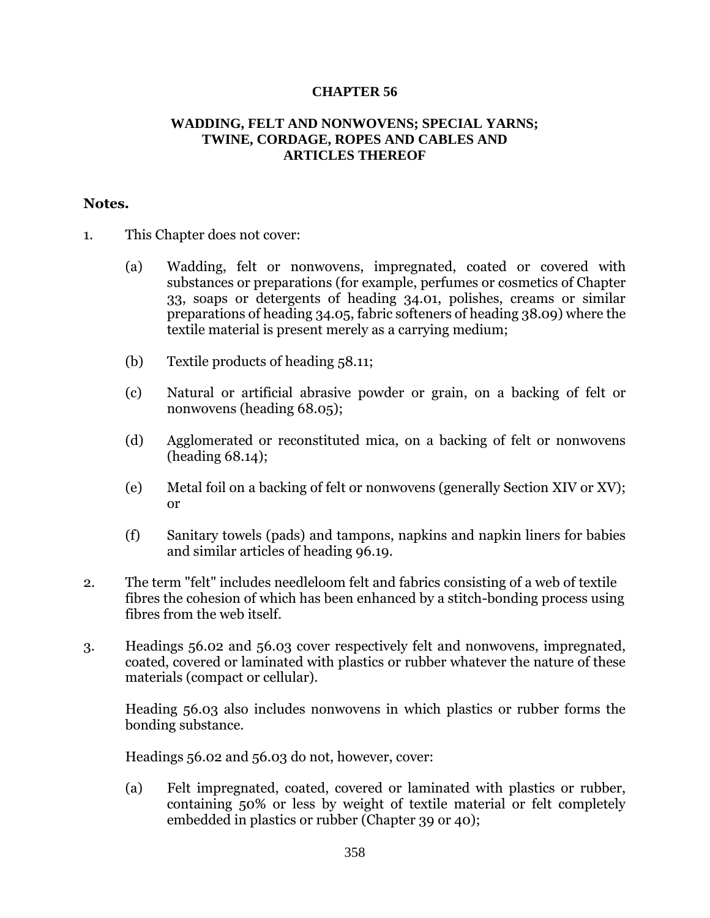# CHAPTER 56

## WADDING, FELT AND NONWOVENS; SPECIAL YARNS; TWINE, CORDAGE, ROPES AND CABLES AND ARTICLES THEREOF

**Notes.**

1. This Chapter does not cover:

   (a) Wadding, felt or nonwovens, impregnated, coated or covered with substances or preparations (for example, perfumes or cosmetics of Chapter 33, soaps or detergents of heading 34.01, polishes, creams or similar preparations of heading 34.05, fabric softeners of heading 38.09) where the textile material is present merely as a carrying medium;

   (b) Textile products of heading 58.11;

   (c) Natural or artificial abrasive powder or grain, on a backing of felt or nonwovens (heading 68.05);

   (d) Agglomerated or reconstituted mica, on a backing of felt or nonwovens (heading 68.14);

   (e) Metal foil on a backing of felt or nonwovens (generally Section XIV or XV); or

   (f) Sanitary towels (pads) and tampons, napkins and napkin liners for babies and similar articles of heading 96.19.

2. The term "felt" includes needleloom felt and fabrics consisting of a web of textile fibres the cohesion of which has been enhanced by a stitch-bonding process using fibres from the web itself.

3. Headings 56.02 and 56.03 cover respectively felt and nonwovens, impregnated, coated, covered or laminated with plastics or rubber whatever the nature of these materials (compact or cellular).

   Heading 56.03 also includes nonwovens in which plastics or rubber forms the bonding substance.

   Headings 56.02 and 56.03 do not, however, cover:

   (a) Felt impregnated, coated, covered or laminated with plastics or rubber, containing 50% or less by weight of textile material or felt completely embedded in plastics or rubber (Chapter 39 or 40);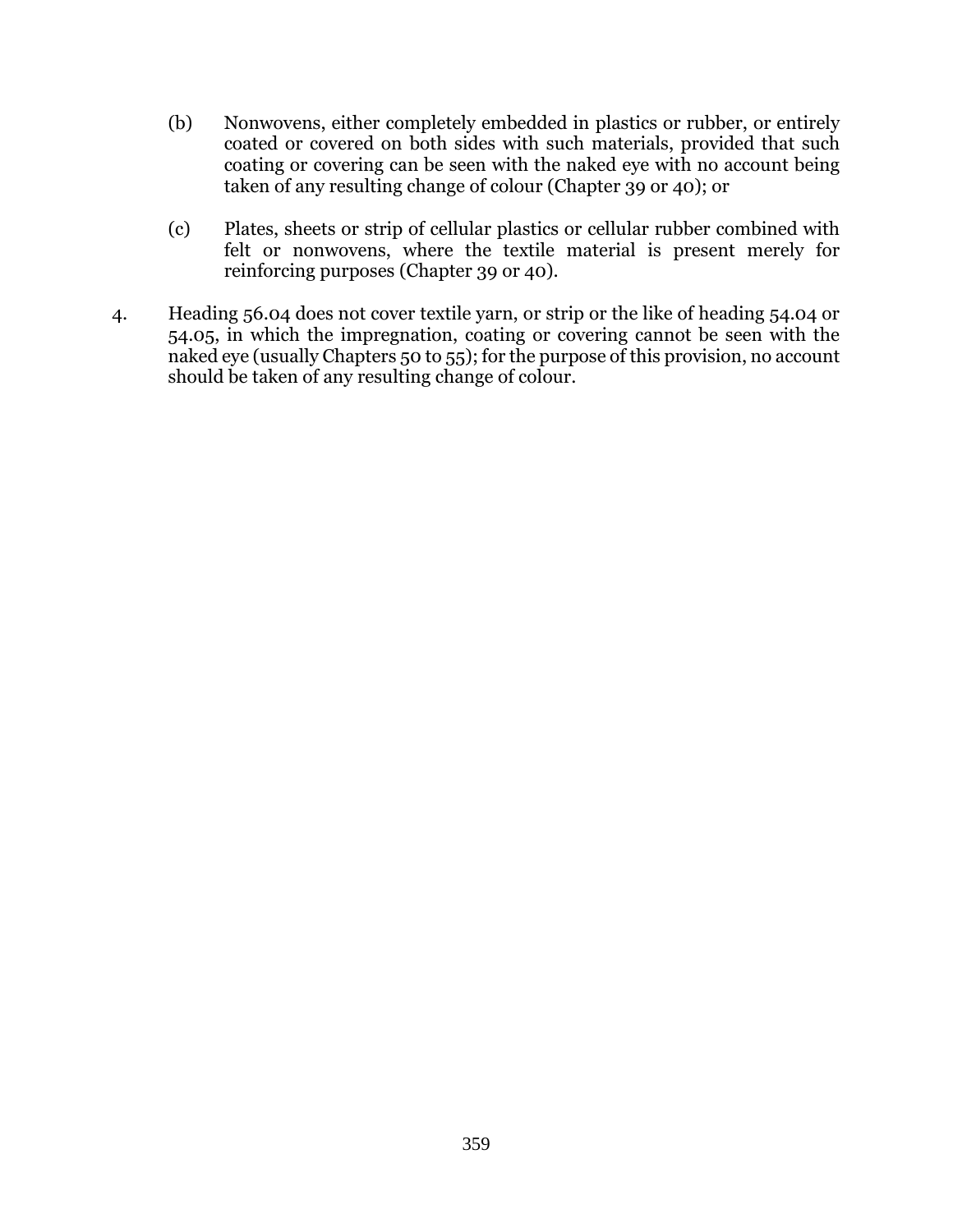(b) Nonwovens, either completely embedded in plastics or rubber, or entirely coated or covered on both sides with such materials, provided that such coating or covering can be seen with the naked eye with no account being taken of any resulting change of colour (Chapter 39 or 40); or

(c) Plates, sheets or strip of cellular plastics or cellular rubber combined with felt or nonwovens, where the textile material is present merely for reinforcing purposes (Chapter 39 or 40).

4. Heading 56.04 does not cover textile yarn, or strip or the like of heading 54.04 or 54.05, in which the impregnation, coating or covering cannot be seen with the naked eye (usually Chapters 50 to 55); for the purpose of this provision, no account should be taken of any resulting change of colour.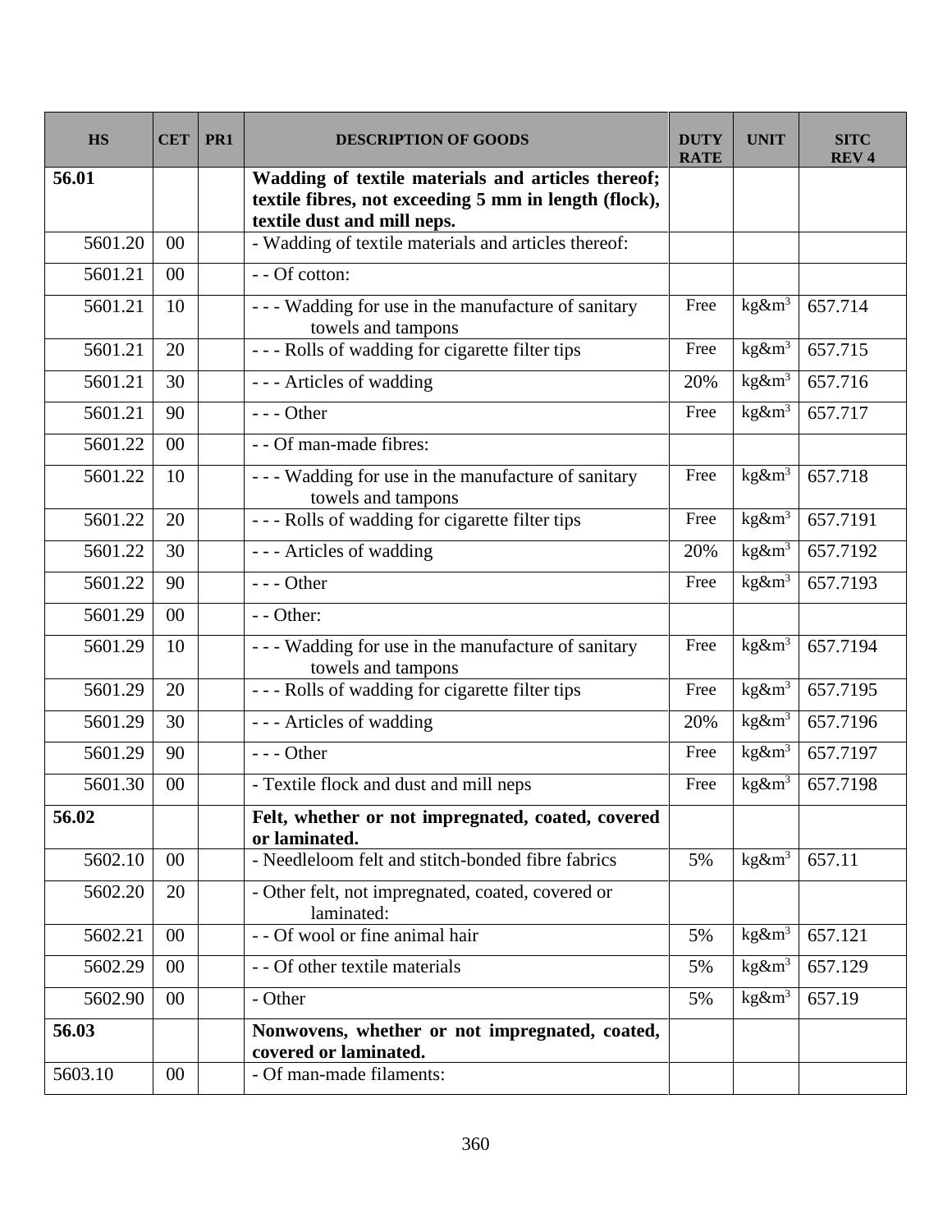| HS | CET | PR1 | DESCRIPTION OF GOODS | DUTY RATE | UNIT | SITC REV 4 |
|---|---|---|---|---|---|---|
| **56.01** | | | **Wadding of textile materials and articles thereof; textile fibres, not exceeding 5 mm in length (flock), textile dust and mill neps.** | | | |
| 5601.20 | 00 | | - Wadding of textile materials and articles thereof: | | | |
| 5601.21 | 00 | | - - Of cotton: | | | |
| 5601.21 | 10 | | - - - Wadding for use in the manufacture of sanitary towels and tampons | Free | kg&m$^3$ | 657.714 |
| 5601.21 | 20 | | - - - Rolls of wadding for cigarette filter tips | Free | kg&m$^3$ | 657.715 |
| 5601.21 | 30 | | - - - Articles of wadding | 20% | kg&m$^3$ | 657.716 |
| 5601.21 | 90 | | - - - Other | Free | kg&m$^3$ | 657.717 |
| 5601.22 | 00 | | - - Of man-made fibres: | | | |
| 5601.22 | 10 | | - - - Wadding for use in the manufacture of sanitary towels and tampons | Free | kg&m$^3$ | 657.718 |
| 5601.22 | 20 | | - - - Rolls of wadding for cigarette filter tips | Free | kg&m$^3$ | 657.7191 |
| 5601.22 | 30 | | - - - Articles of wadding | 20% | kg&m$^3$ | 657.7192 |
| 5601.22 | 90 | | - - - Other | Free | kg&m$^3$ | 657.7193 |
| 5601.29 | 00 | | - - Other: | | | |
| 5601.29 | 10 | | - - - Wadding for use in the manufacture of sanitary towels and tampons | Free | kg&m$^3$ | 657.7194 |
| 5601.29 | 20 | | - - - Rolls of wadding for cigarette filter tips | Free | kg&m$^3$ | 657.7195 |
| 5601.29 | 30 | | - - - Articles of wadding | 20% | kg&m$^3$ | 657.7196 |
| 5601.29 | 90 | | - - - Other | Free | kg&m$^3$ | 657.7197 |
| 5601.30 | 00 | | - Textile flock and dust and mill neps | Free | kg&m$^3$ | 657.7198 |
| **56.02** | | | **Felt, whether or not impregnated, coated, covered or laminated.** | | | |
| 5602.10 | 00 | | - Needleloom felt and stitch-bonded fibre fabrics | 5% | kg&m$^3$ | 657.11 |
| 5602.20 | 20 | | - Other felt, not impregnated, coated, covered or laminated: | | | |
| 5602.21 | 00 | | - - Of wool or fine animal hair | 5% | kg&m$^3$ | 657.121 |
| 5602.29 | 00 | | - - Of other textile materials | 5% | kg&m$^3$ | 657.129 |
| 5602.90 | 00 | | - Other | 5% | kg&m$^3$ | 657.19 |
| **56.03** | | | **Nonwovens, whether or not impregnated, coated, covered or laminated.** | | | |
| 5603.10 | 00 | | - Of man-made filaments: | | | |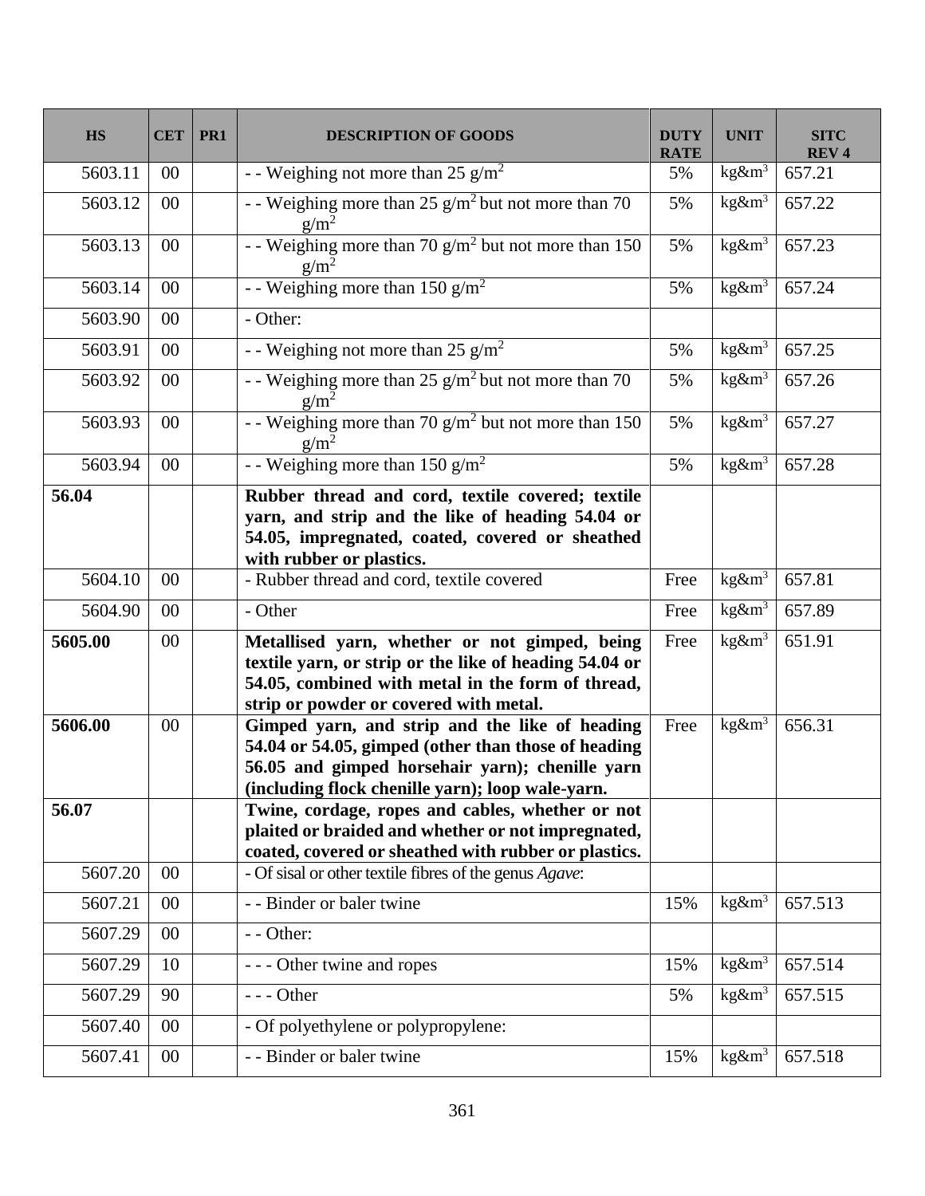| HS | CET | PR1 | DESCRIPTION OF GOODS | DUTY RATE | UNIT | SITC REV 4 |
|---|---|---|---|---|---|---|
| 5603.11 | 00 | | - - Weighing not more than 25 $g/m^2$ | 5% | kg&$m^3$ | 657.21 |
| 5603.12 | 00 | | - - Weighing more than 25 $g/m^2$ but not more than 70 $g/m^2$ | 5% | kg&$m^3$ | 657.22 |
| 5603.13 | 00 | | - - Weighing more than 70 $g/m^2$ but not more than 150 $g/m^2$ | 5% | kg&$m^3$ | 657.23 |
| 5603.14 | 00 | | - - Weighing more than 150 $g/m^2$ | 5% | kg&$m^3$ | 657.24 |
| 5603.90 | 00 | | - Other: | | | |
| 5603.91 | 00 | | - - Weighing not more than 25 $g/m^2$ | 5% | kg&$m^3$ | 657.25 |
| 5603.92 | 00 | | - - Weighing more than 25 $g/m^2$ but not more than 70 $g/m^2$ | 5% | kg&$m^3$ | 657.26 |
| 5603.93 | 00 | | - - Weighing more than 70 $g/m^2$ but not more than 150 $g/m^2$ | 5% | kg&$m^3$ | 657.27 |
| 5603.94 | 00 | | - - Weighing more than 150 $g/m^2$ | 5% | kg&$m^3$ | 657.28 |
| **56.04** | | | **Rubber thread and cord, textile covered; textile yarn, and strip and the like of heading 54.04 or 54.05, impregnated, coated, covered or sheathed with rubber or plastics.** | | | |
| 5604.10 | 00 | | - Rubber thread and cord, textile covered | Free | kg&$m^3$ | 657.81 |
| 5604.90 | 00 | | - Other | Free | kg&$m^3$ | 657.89 |
| **5605.00** | 00 | | **Metallised yarn, whether or not gimped, being textile yarn, or strip or the like of heading 54.04 or 54.05, combined with metal in the form of thread, strip or powder or covered with metal.** | Free | kg&$m^3$ | 651.91 |
| **5606.00** | 00 | | **Gimped yarn, and strip and the like of heading 54.04 or 54.05, gimped (other than those of heading 56.05 and gimped horsehair yarn); chenille yarn (including flock chenille yarn); loop wale-yarn.** | Free | kg&$m^3$ | 656.31 |
| **56.07** | | | **Twine, cordage, ropes and cables, whether or not plaited or braided and whether or not impregnated, coated, covered or sheathed with rubber or plastics.** | | | |
| 5607.20 | 00 | | - Of sisal or other textile fibres of the genus *Agave*: | | | |
| 5607.21 | 00 | | - - Binder or baler twine | 15% | kg&$m^3$ | 657.513 |
| 5607.29 | 00 | | - - Other: | | | |
| 5607.29 | 10 | | - - - Other twine and ropes | 15% | kg&$m^3$ | 657.514 |
| 5607.29 | 90 | | - - - Other | 5% | kg&$m^3$ | 657.515 |
| 5607.40 | 00 | | - Of polyethylene or polypropylene: | | | |
| 5607.41 | 00 | | - - Binder or baler twine | 15% | kg&$m^3$ | 657.518 |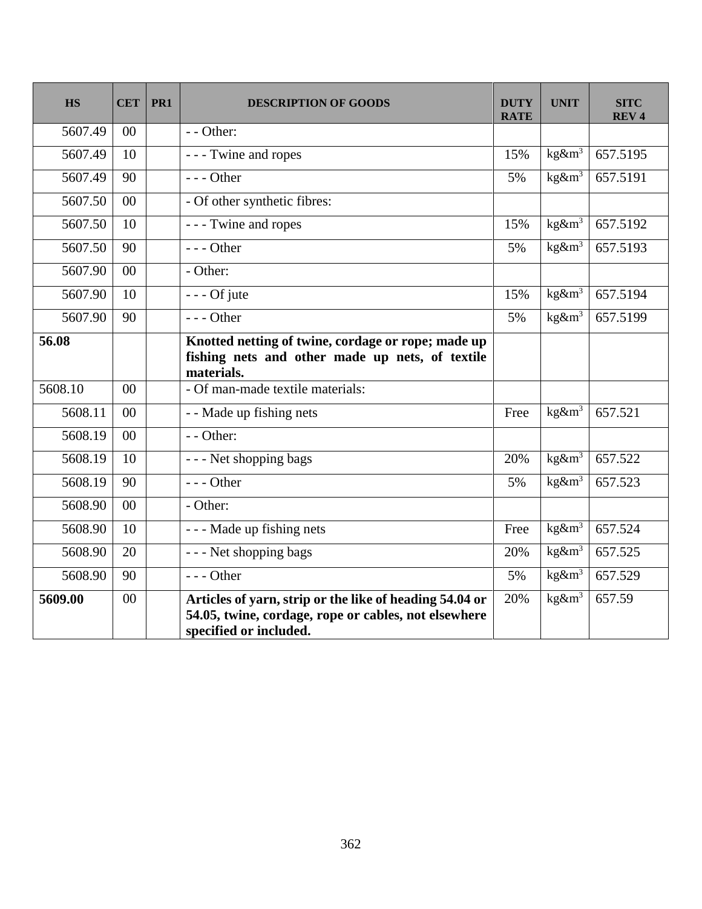| HS | CET | PR1 | DESCRIPTION OF GOODS | DUTY RATE | UNIT | SITC REV 4 |
|---|---|---|---|---|---|---|
| 5607.49 | 00 | | - - Other: | | | |
| 5607.49 | 10 | | - - - Twine and ropes | 15% | kg&$m^3$ | 657.5195 |
| 5607.49 | 90 | | - - - Other | 5% | kg&$m^3$ | 657.5191 |
| 5607.50 | 00 | | - Of other synthetic fibres: | | | |
| 5607.50 | 10 | | - - - Twine and ropes | 15% | kg&$m^3$ | 657.5192 |
| 5607.50 | 90 | | - - - Other | 5% | kg&$m^3$ | 657.5193 |
| 5607.90 | 00 | | - Other: | | | |
| 5607.90 | 10 | | - - - Of jute | 15% | kg&$m^3$ | 657.5194 |
| 5607.90 | 90 | | - - - Other | 5% | kg&$m^3$ | 657.5199 |
| **56.08** | | | **Knotted netting of twine, cordage or rope; made up fishing nets and other made up nets, of textile materials.** | | | |
| 5608.10 | 00 | | - Of man-made textile materials: | | | |
| 5608.11 | 00 | | - - Made up fishing nets | Free | kg&$m^3$ | 657.521 |
| 5608.19 | 00 | | - - Other: | | | |
| 5608.19 | 10 | | - - - Net shopping bags | 20% | kg&$m^3$ | 657.522 |
| 5608.19 | 90 | | - - - Other | 5% | kg&$m^3$ | 657.523 |
| 5608.90 | 00 | | - Other: | | | |
| 5608.90 | 10 | | - - - Made up fishing nets | Free | kg&$m^3$ | 657.524 |
| 5608.90 | 20 | | - - - Net shopping bags | 20% | kg&$m^3$ | 657.525 |
| 5608.90 | 90 | | - - - Other | 5% | kg&$m^3$ | 657.529 |
| **5609.00** | 00 | | **Articles of yarn, strip or the like of heading 54.04 or 54.05, twine, cordage, rope or cables, not elsewhere specified or included.** | 20% | kg&$m^3$ | 657.59 |